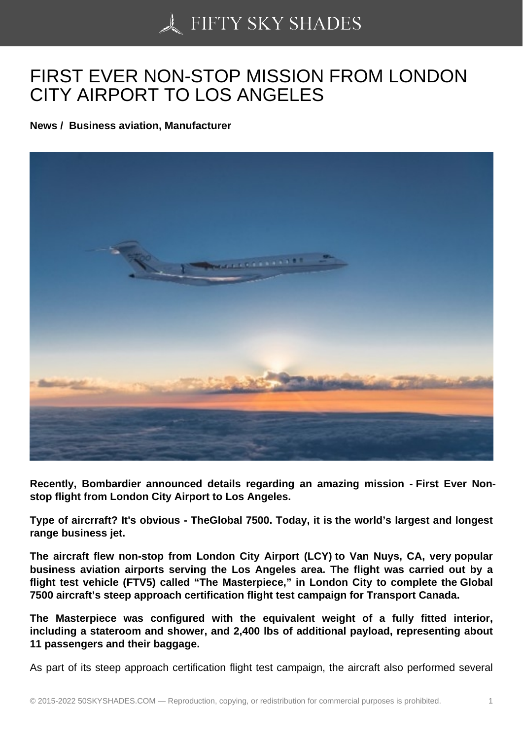# FIRST EVER NON-STOP MISSION FROM LONDON CITY AIRPORT TO LOS ANGELES

**News / Business aviation, Manufacturer**

**Recently, Bombardier announced details regarding an amazing mission - First Ever Non-stop flight from London City Airport to Los Angeles.**

**Type of aircrraft? It's obvious - TheGlobal 7500. Today, it is the world's largest and longest range business jet.**

**The aircraft flew non-stop from London City Airport (LCY) to Van Nuys, CA, very popular business aviation airports serving the Los Angeles area. The flight was carried out by a flight test vehicle (FTV5) called "The Masterpiece," in London City to complete the Global 7500 aircraft's steep approach certification flight test campaign for Transport Canada.**

**The Masterpiece was configured with the equivalent weight of a fully fitted interior, including a stateroom and shower, and 2,400 lbs of additional payload, representing about 11 passengers and their baggage.**

As part of its steep approach certification flight test campaign, the aircraft also performed several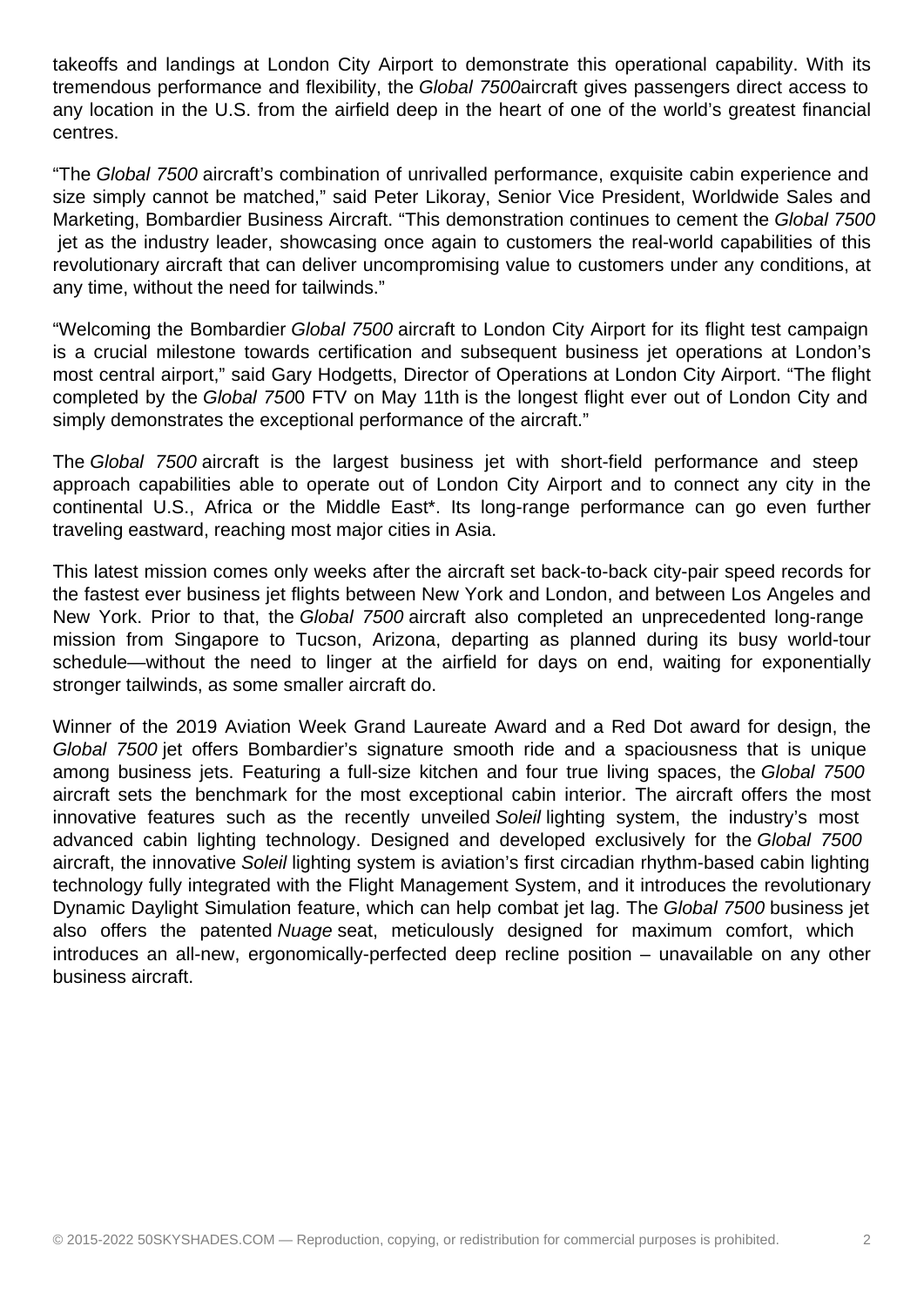takeoffs and landings at London City Airport to demonstrate this operational capability. With its tremendous performance and flexibility, the *Global 7500*aircraft gives passengers direct access to any location in the U.S. from the airfield deep in the heart of one of the world's greatest financial centres.

"The *Global 7500* aircraft's combination of unrivalled performance, exquisite cabin experience and size simply cannot be matched," said Peter Likoray, Senior Vice President, Worldwide Sales and Marketing, Bombardier Business Aircraft. "This demonstration continues to cement the *Global 7500* jet as the industry leader, showcasing once again to customers the real-world capabilities of this revolutionary aircraft that can deliver uncompromising value to customers under any conditions, at any time, without the need for tailwinds."

"Welcoming the Bombardier *Global 7500* aircraft to London City Airport for its flight test campaign is a crucial milestone towards certification and subsequent business jet operations at London's most central airport," said Gary Hodgetts, Director of Operations at London City Airport. "The flight completed by the *Global 750*0 FTV on May 11th is the longest flight ever out of London City and simply demonstrates the exceptional performance of the aircraft."

The *Global 7500* aircraft is the largest business jet with short-field performance and steep approach capabilities able to operate out of London City Airport and to connect any city in the continental U.S., Africa or the Middle East*. Its long-range performance can go even further traveling eastward, reaching most major cities in Asia.

This latest mission comes only weeks after the aircraft set back-to-back city-pair speed records for the fastest ever business jet flights between New York and London, and between Los Angeles and New York. Prior to that, the *Global 7500* aircraft also completed an unprecedented long-range mission from Singapore to Tucson, Arizona, departing as planned during its busy world-tour schedule—without the need to linger at the airfield for days on end, waiting for exponentially stronger tailwinds, as some smaller aircraft do.

Winner of the 2019 Aviation Week Grand Laureate Award and a Red Dot award for design, the *Global 7500* jet offers Bombardier's signature smooth ride and a spaciousness that is unique among business jets. Featuring a full-size kitchen and four true living spaces, the *Global 7500* aircraft sets the benchmark for the most exceptional cabin interior. The aircraft offers the most innovative features such as the recently unveiled *Soleil* lighting system, the industry's most advanced cabin lighting technology. Designed and developed exclusively for the *Global 7500* aircraft, the innovative *Soleil* lighting system is aviation's first circadian rhythm-based cabin lighting technology fully integrated with the Flight Management System, and it introduces the revolutionary Dynamic Daylight Simulation feature, which can help combat jet lag. The *Global 7500* business jet also offers the patented *Nuage* seat, meticulously designed for maximum comfort, which introduces an all-new, ergonomically-perfected deep recline position – unavailable on any other business aircraft.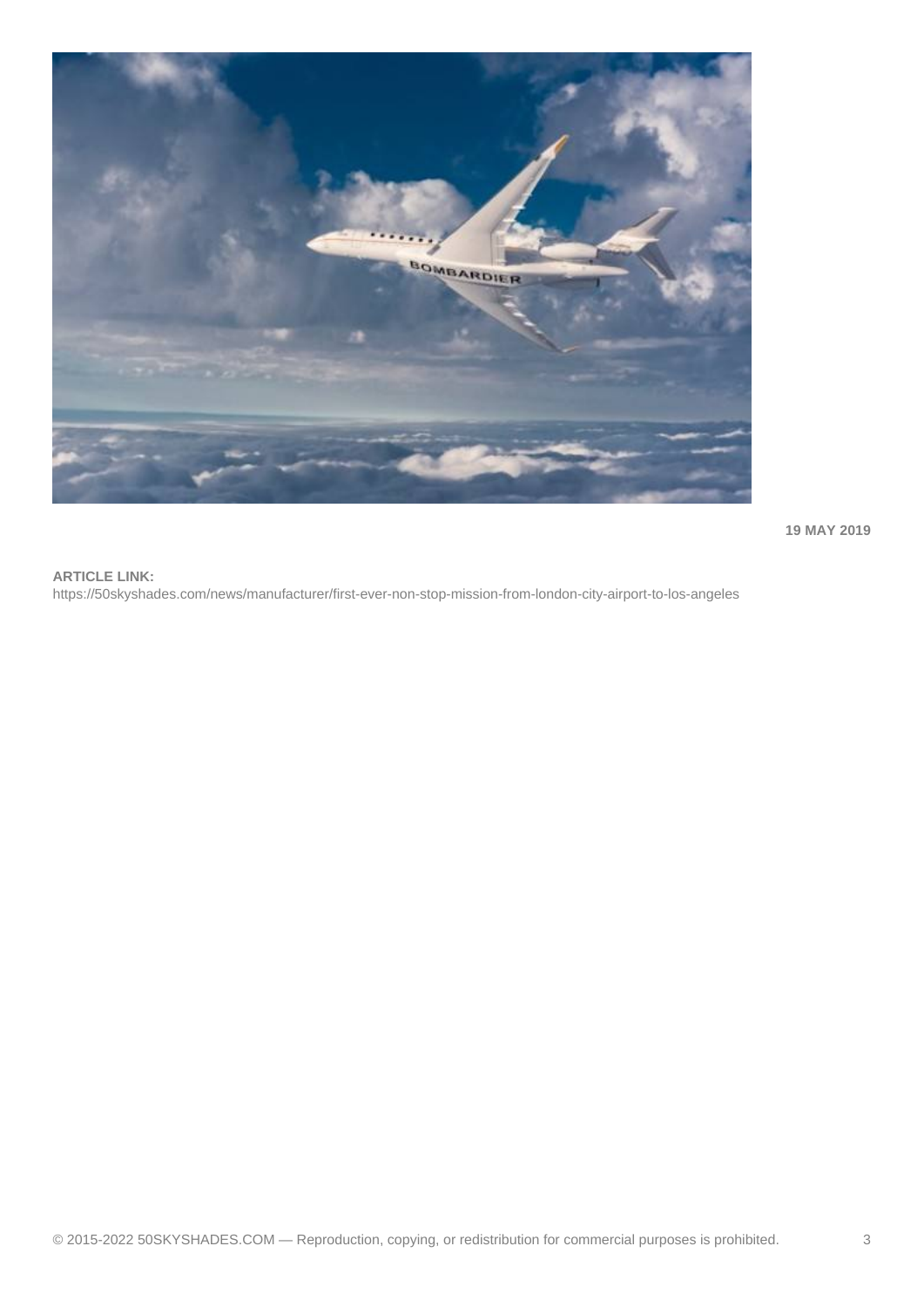19 MAY 2019

**ARTICLE LINK:**
https://50skyshades.com/news/manufacturer/first-ever-non-stop-mission-from-london-city-airport-to-los-angeles